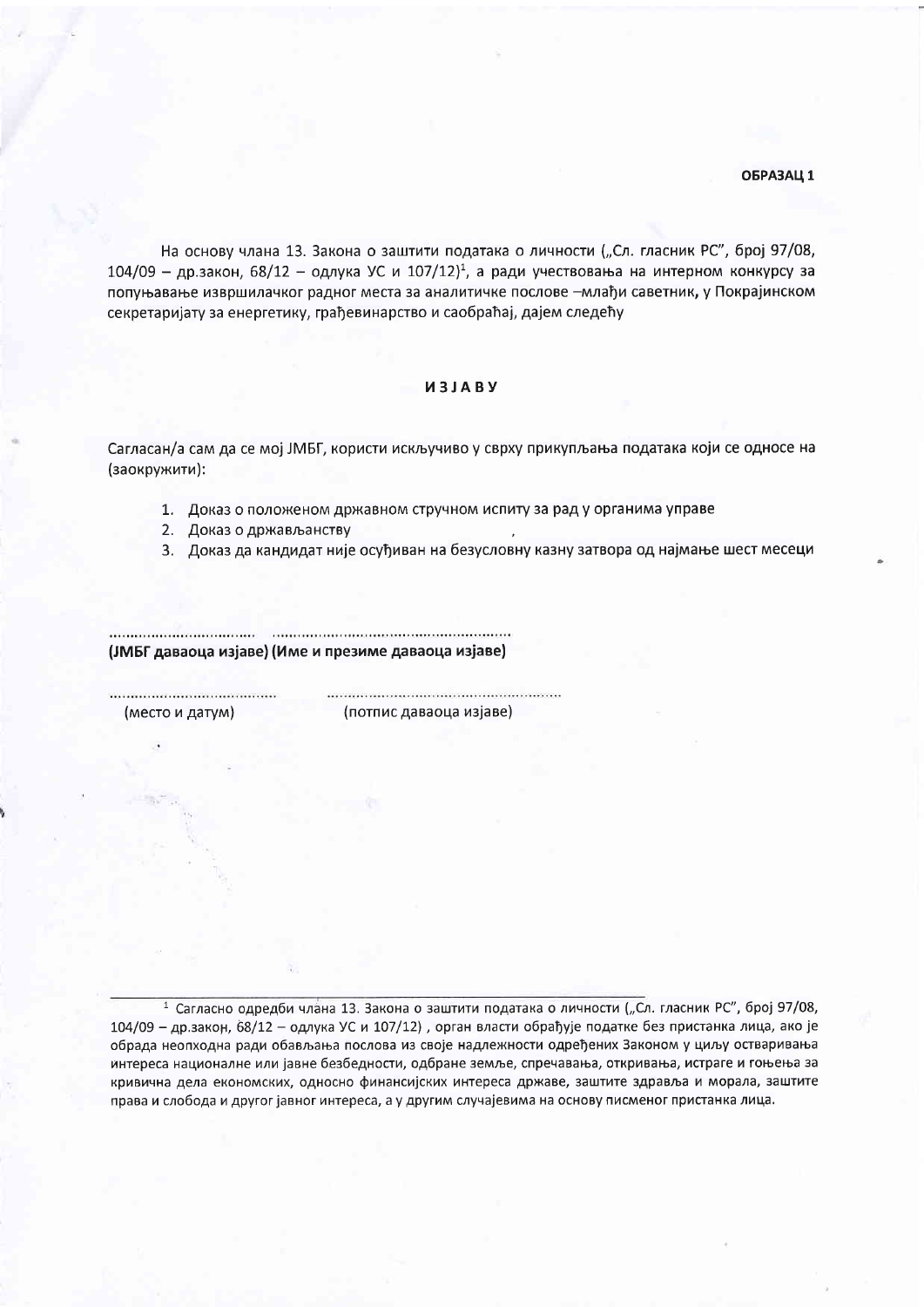**ОБРАЗАЦ 1**

На основу члана 13. Закона о заштити података о личности („Сл. гласник РС", број 97/08, 104/09 – др.закон, 68/12 – одлука УС и 107/12)[1], а ради учествовања на интерном конкурсу за попуњавање извршилачког радног места за аналитичке послове –млађи саветник, у Покрајинском секретаријату за енергетику, грађевинарство и саобраћај, дајем следећу

## ИЗЈАВУ

Сагласан/а сам да се мој ЈМБГ, користи искључиво у сврху прикупљања података који се односе на (заокружити):

1. Доказ о положеном државном стручном испиту за рад у органима управе
2. Доказ о држављанству
3. Доказ да кандидат није осуђиван на безусловну казну затвора од најмање шест месеци

.................................. ........................................................
**(ЈМБГ даваоца изјаве) (Име и презиме даваоца изјаве)**

........................................ ........................................................
(место и датум) (потпис даваоца изјаве)

---

[1] Сагласно одредби члана 13. Закона о заштити података о личности („Сл. гласник РС", број 97/08, 104/09 – др.закон, 68/12 – одлука УС и 107/12) , орган власти обрађује податке без пристанка лица, ако је обрада неопходна ради обављања послова из своје надлежности одређених Законом у циљу остваривања интереса националне или јавне безбедности, одбране земље, спречавања, откривања, истраге и гоњења за кривична дела економских, односно финансијских интереса државе, заштите здравља и морала, заштите права и слобода и другог јавног интереса, а у другим случајевима на основу писменог пристанка лица.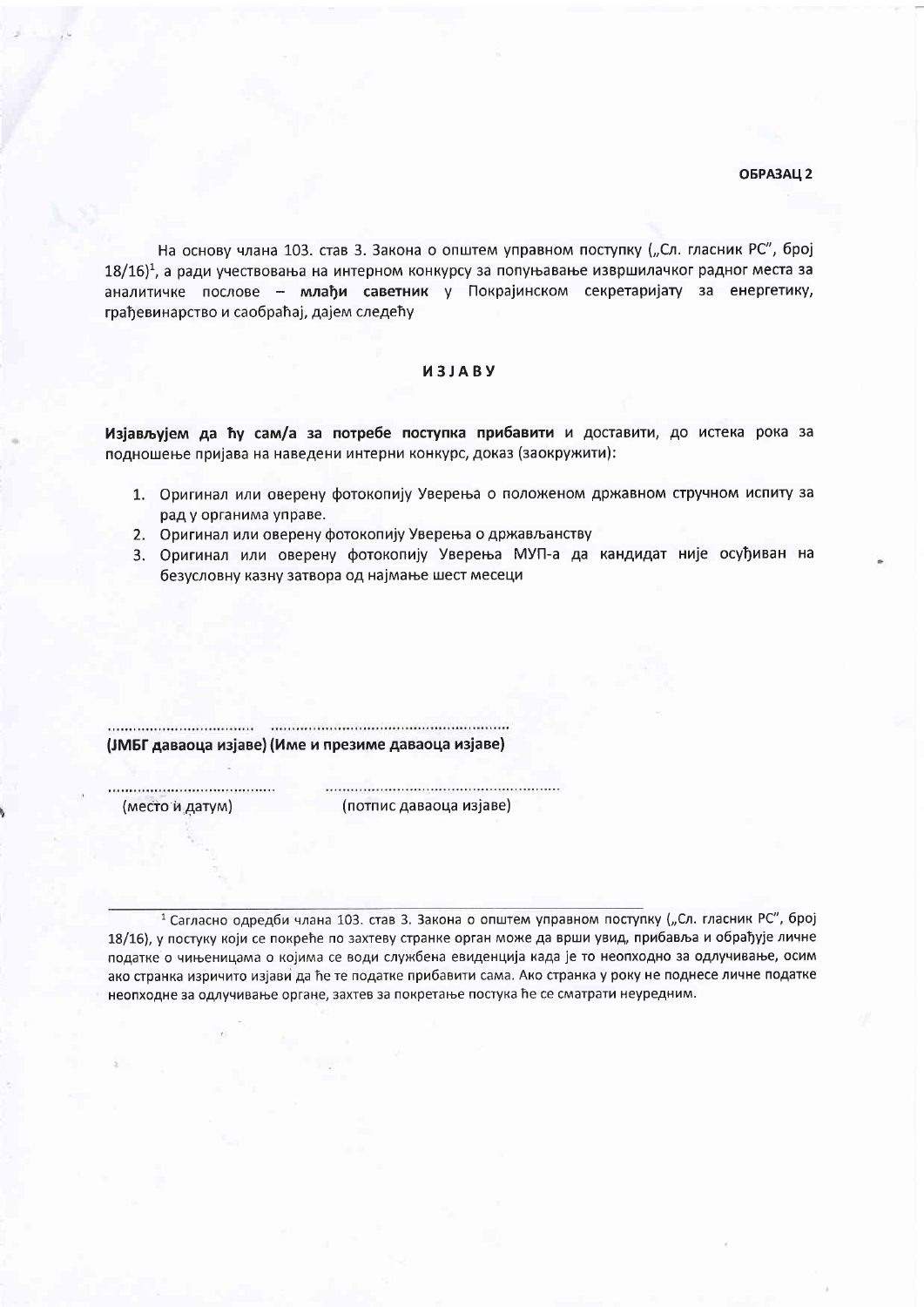**ОБРАЗАЦ 2**

На основу члана 103. став 3. Закона о општем управном поступку („Сл. гласник РС", број 18/16)[1], а ради учествовања на интерном конкурсу за попуњавање извршилачког радног места за аналитичке послове – **млађи саветник** у Покрајинском секретаријату за енергетику, грађевинарство и саобраћај, дајем следећу

## ИЗЈАВУ

**Изјављујем да ћу сам/а за потребе поступка прибавити** и доставити, до истека рока за подношење пријава на наведени интерни конкурс, доказ (заокружити):

1. Оригинал или оверену фотокопију Уверења о положеном државном стручном испиту за рад у органима управе.
2. Оригинал или оверену фотокопију Уверења о држављанству
3. Оригинал или оверену фотокопију Уверења МУП-а да кандидат није осуђиван на безусловну казну затвора од најмање шест месеци

................................ ........................................................

**(ЈМБГ даваоца изјаве) (Име и презиме даваоца изјаве)**

........................................ ........................................................

(место и датум) (потпис даваоца изјаве)

---

[1] Сагласно одредби члана 103. став 3. Закона о општем управном поступку („Сл. гласник РС", број 18/16), у постуку који се покреће по захтеву странке орган може да врши увид, прибавља и обрађује личне податке о чињеницама о којима се води службена евиденција када је то неопходно за одлучивање, осим ако странка изричито изјави да ће те податке прибавити сама. Ако странка у року не поднесе личне податке неопходне за одлучивање органе, захтев за покретање постука ће се сматрати неуредним.